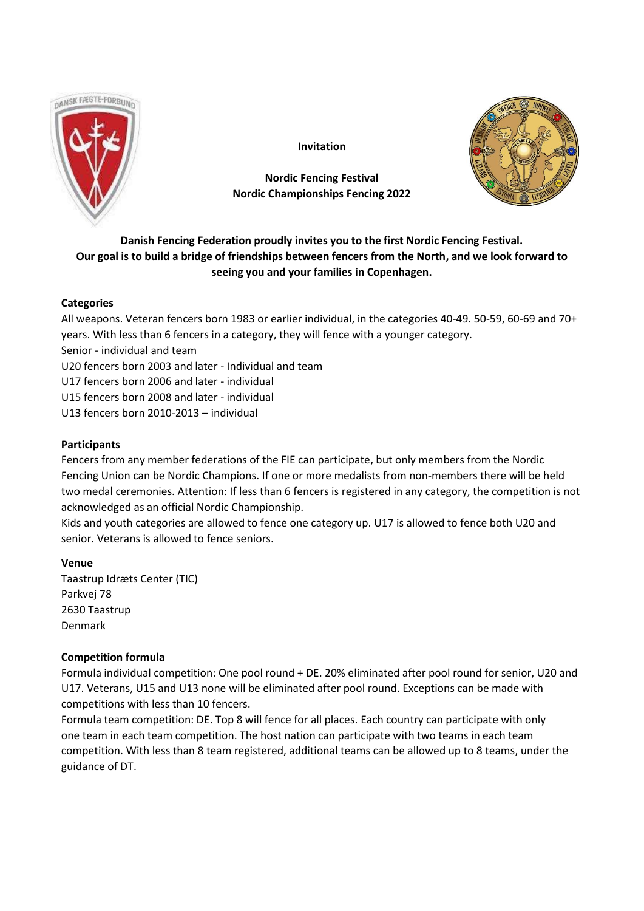**Invitation**

**Nordic Fencing Festival**
**Nordic Championships Fencing 2022**

**Danish Fencing Federation proudly invites you to the first Nordic Fencing Festival. Our goal is to build a bridge of friendships between fencers from the North, and we look forward to seeing you and your families in Copenhagen.**

**Categories**

All weapons. Veteran fencers born 1983 or earlier individual, in the categories 40-49. 50-59, 60-69 and 70+ years. With less than 6 fencers in a category, they will fence with a younger category.
Senior - individual and team
U20 fencers born 2003 and later - Individual and team
U17 fencers born 2006 and later - individual
U15 fencers born 2008 and later - individual
U13 fencers born 2010-2013 – individual

**Participants**

Fencers from any member federations of the FIE can participate, but only members from the Nordic Fencing Union can be Nordic Champions. If one or more medalists from non-members there will be held two medal ceremonies. Attention: If less than 6 fencers is registered in any category, the competition is not acknowledged as an official Nordic Championship.
Kids and youth categories are allowed to fence one category up. U17 is allowed to fence both U20 and senior. Veterans is allowed to fence seniors.

**Venue**

Taastrup Idræts Center (TIC)
Parkvej 78
2630 Taastrup
Denmark

**Competition formula**

Formula individual competition: One pool round + DE. 20% eliminated after pool round for senior, U20 and U17. Veterans, U15 and U13 none will be eliminated after pool round. Exceptions can be made with competitions with less than 10 fencers.
Formula team competition: DE. Top 8 will fence for all places. Each country can participate with only one team in each team competition. The host nation can participate with two teams in each team competition. With less than 8 team registered, additional teams can be allowed up to 8 teams, under the guidance of DT.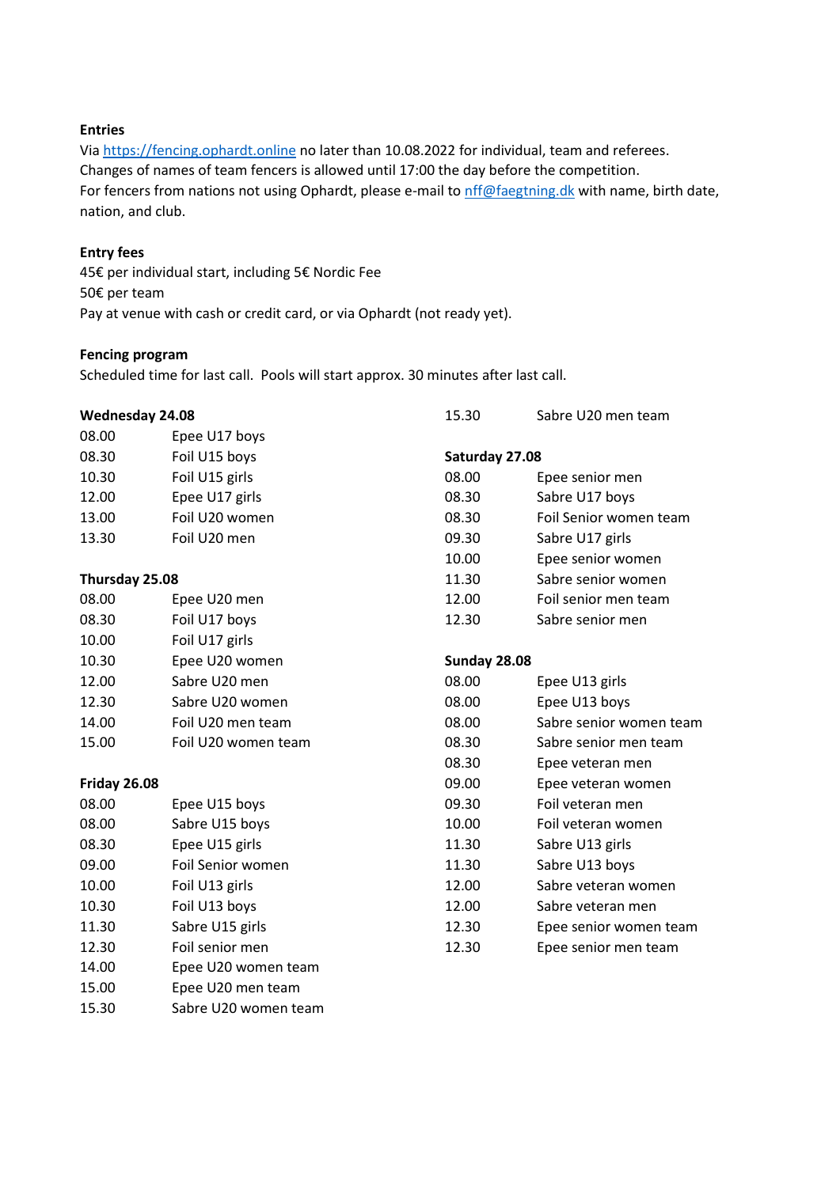**Entries**

Via https://fencing.ophardt.online no later than 10.08.2022 for individual, team and referees.
Changes of names of team fencers is allowed until 17:00 the day before the competition.
For fencers from nations not using Ophardt, please e-mail to nff@faegtning.dk with name, birth date, nation, and club.

**Entry fees**

45€ per individual start, including 5€ Nordic Fee
50€ per team
Pay at venue with cash or credit card, or via Ophardt (not ready yet).

**Fencing program**

Scheduled time for last call. Pools will start approx. 30 minutes after last call.

**Wednesday 24.08**

| | |
|---|---|
| 08.00 | Epee U17 boys |
| 08.30 | Foil U15 boys |
| 10.30 | Foil U15 girls |
| 12.00 | Epee U17 girls |
| 13.00 | Foil U20 women |
| 13.30 | Foil U20 men |

**Thursday 25.08**

| | |
|---|---|
| 08.00 | Epee U20 men |
| 08.30 | Foil U17 boys |
| 10.00 | Foil U17 girls |
| 10.30 | Epee U20 women |
| 12.00 | Sabre U20 men |
| 12.30 | Sabre U20 women |
| 14.00 | Foil U20 men team |
| 15.00 | Foil U20 women team |

**Friday 26.08**

| | |
|---|---|
| 08.00 | Epee U15 boys |
| 08.00 | Sabre U15 boys |
| 08.30 | Epee U15 girls |
| 09.00 | Foil Senior women |
| 10.00 | Foil U13 girls |
| 10.30 | Foil U13 boys |
| 11.30 | Sabre U15 girls |
| 12.30 | Foil senior men |
| 14.00 | Epee U20 women team |
| 15.00 | Epee U20 men team |
| 15.30 | Sabre U20 women team |
| 15.30 | Sabre U20 men team |

**Saturday 27.08**

| | |
|---|---|
| 08.00 | Epee senior men |
| 08.30 | Sabre U17 boys |
| 08.30 | Foil Senior women team |
| 09.30 | Sabre U17 girls |
| 10.00 | Epee senior women |
| 11.30 | Sabre senior women |
| 12.00 | Foil senior men team |
| 12.30 | Sabre senior men |

**Sunday 28.08**

| | |
|---|---|
| 08.00 | Epee U13 girls |
| 08.00 | Epee U13 boys |
| 08.00 | Sabre senior women team |
| 08.30 | Sabre senior men team |
| 08.30 | Epee veteran men |
| 09.00 | Epee veteran women |
| 09.30 | Foil veteran men |
| 10.00 | Foil veteran women |
| 11.30 | Sabre U13 girls |
| 11.30 | Sabre U13 boys |
| 12.00 | Sabre veteran women |
| 12.00 | Sabre veteran men |
| 12.30 | Epee senior women team |
| 12.30 | Epee senior men team |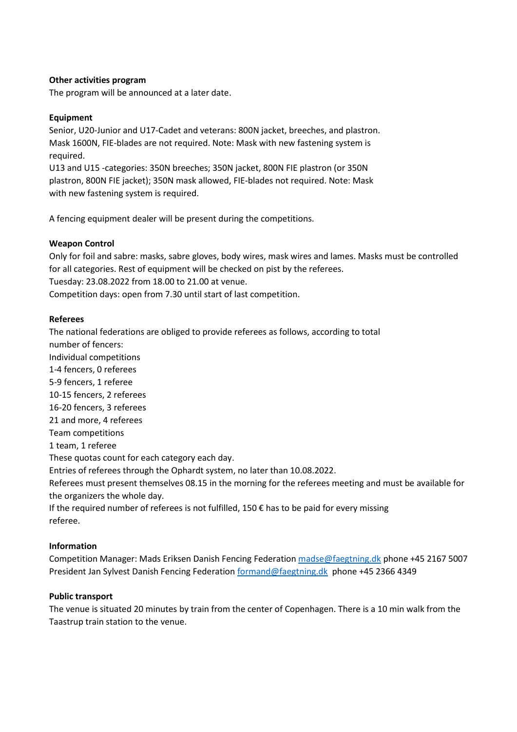**Other activities program**

The program will be announced at a later date.

**Equipment**

Senior, U20-Junior and U17-Cadet and veterans: 800N jacket, breeches, and plastron. Mask 1600N, FIE-blades are not required. Note: Mask with new fastening system is required.

U13 and U15 -categories: 350N breeches; 350N jacket, 800N FIE plastron (or 350N plastron, 800N FIE jacket); 350N mask allowed, FIE-blades not required. Note: Mask with new fastening system is required.

A fencing equipment dealer will be present during the competitions.

**Weapon Control**

Only for foil and sabre: masks, sabre gloves, body wires, mask wires and lames. Masks must be controlled for all categories. Rest of equipment will be checked on pist by the referees.
Tuesday: 23.08.2022 from 18.00 to 21.00 at venue.
Competition days: open from 7.30 until start of last competition.

**Referees**

The national federations are obliged to provide referees as follows, according to total number of fencers:
Individual competitions
1-4 fencers, 0 referees
5-9 fencers, 1 referee
10-15 fencers, 2 referees
16-20 fencers, 3 referees
21 and more, 4 referees
Team competitions
1 team, 1 referee
These quotas count for each category each day.
Entries of referees through the Ophardt system, no later than 10.08.2022.
Referees must present themselves 08.15 in the morning for the referees meeting and must be available for the organizers the whole day.
If the required number of referees is not fulfilled, 150 € has to be paid for every missing referee.

**Information**

Competition Manager: Mads Eriksen Danish Fencing Federation madse@faegtning.dk phone +45 2167 5007
President Jan Sylvest Danish Fencing Federation formand@faegtning.dk phone +45 2366 4349

**Public transport**

The venue is situated 20 minutes by train from the center of Copenhagen. There is a 10 min walk from the Taastrup train station to the venue.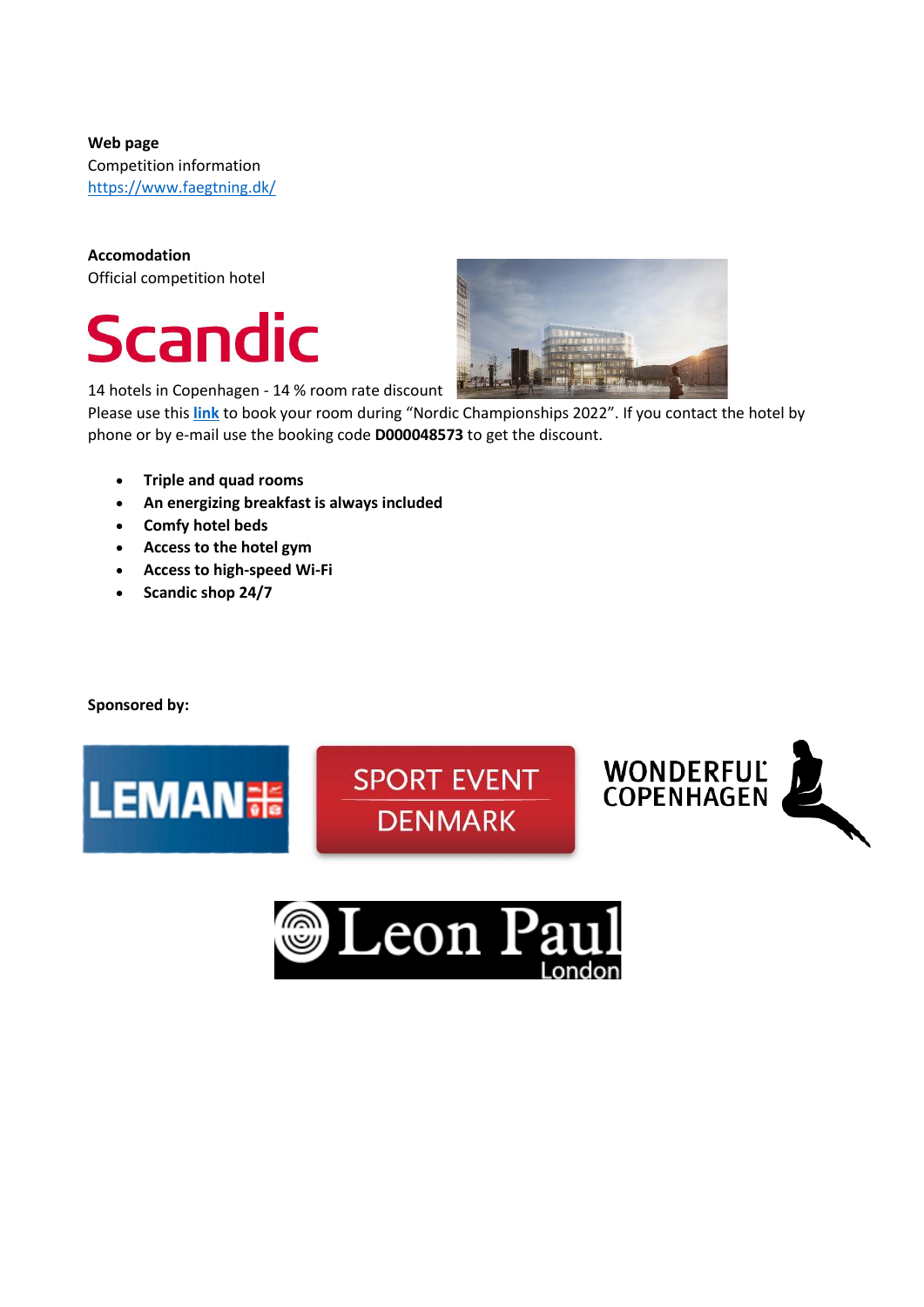**Web page**
Competition information
https://www.faegtning.dk/

**Accomodation**
Official competition hotel

Scandic

14 hotels in Copenhagen - 14 % room rate discount
Please use this **link** to book your room during "Nordic Championships 2022". If you contact the hotel by phone or by e-mail use the booking code **D000048573** to get the discount.

- **Triple and quad rooms**
- **An energizing breakfast is always included**
- **Comfy hotel beds**
- **Access to the hotel gym**
- **Access to high-speed Wi-Fi**
- **Scandic shop 24/7**

**Sponsored by:**

LEMAN

SPORT EVENT DENMARK

WONDERFUL COPENHAGEN

Leon Paul London